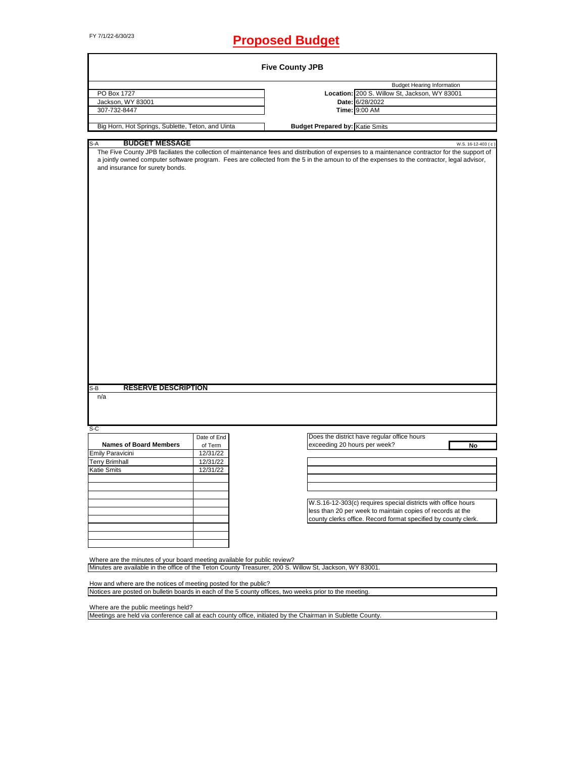FY 7/1/22-6/30/23

# Proposed Budget

## Five County JPB

| | | |
|---|---|---|
| | | Budget Hearing Information |
| PO Box 1727 | **Location:** | 200 S. Willow St, Jackson, WY 83001 |
| Jackson, WY 83001 | **Date:** | 6/28/2022 |
| 307-732-8447 | **Time:** | 9:00 AM |
| Big Horn, Hot Springs, Sublette, Teton, and Uinta | **Budget Prepared by:** | Katie Smits |

S-A **BUDGET MESSAGE** W.S. 16-12-403 ( c )

The Five County JPB faciliates the collection of maintenance fees and distribution of expenses to a maintenance contractor for the support of a jointly owned computer software program. Fees are collected from the 5 in the amount to of the expenses to the contractor, legal advisor, and insurance for surety bonds.

S-B **RESERVE DESCRIPTION**

n/a

S-C

| Names of Board Members | Date of End of Term |
|---|---|
| Emily Paravicini | 12/31/22 |
| Terry Brimhall | 12/31/22 |
| Katie Smits | 12/31/22 |

Does the district have regular office hours exceeding 20 hours per week? **No**

W.S.16-12-303(c) requires special districts with office hours less than 20 per week to maintain copies of records at the county clerks office. Record format specified by county clerk.

Where are the minutes of your board meeting available for public review?

Minutes are available in the office of the Teton County Treasurer, 200 S. Willow St, Jackson, WY 83001.

How and where are the notices of meeting posted for the public?

Notices are posted on bulletin boards in each of the 5 county offices, two weeks prior to the meeting.

Where are the public meetings held?

Meetings are held via conference call at each county office, initiated by the Chairman in Sublette County.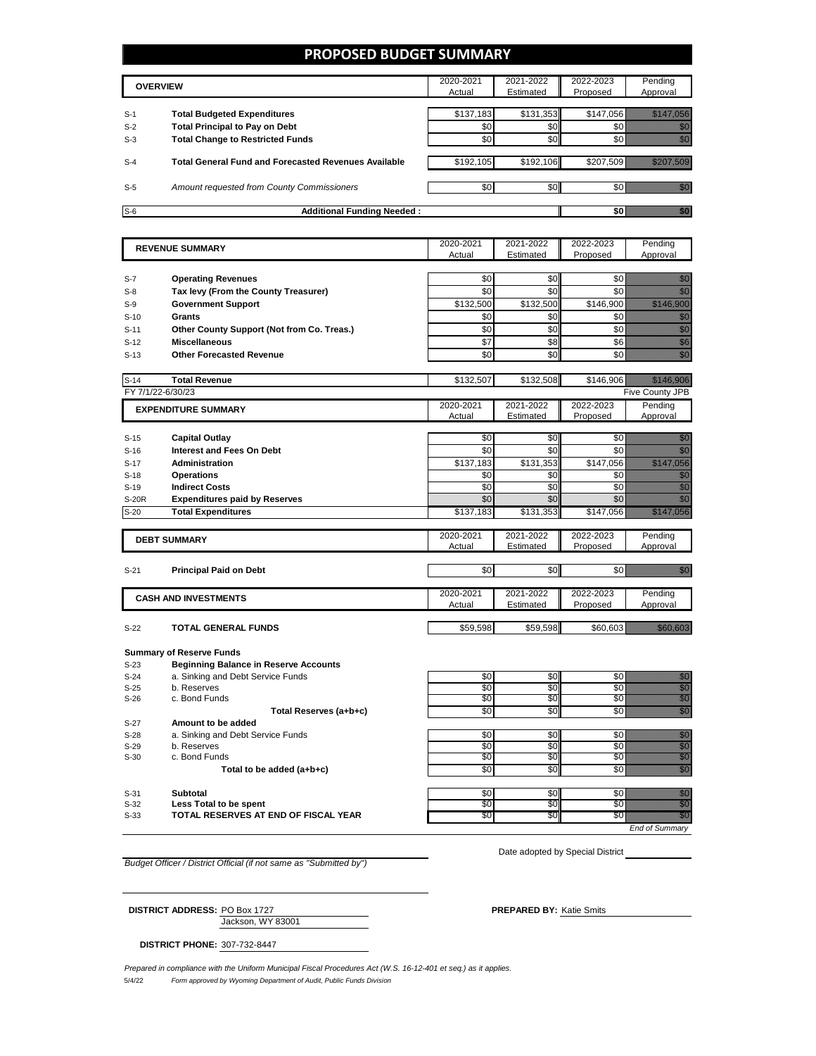# PROPOSED BUDGET SUMMARY

| | OVERVIEW | 2020-2021 Actual | 2021-2022 Estimated | 2022-2023 Proposed | Pending Approval |
|---|---|---|---|---|---|
| S-1 | **Total Budgeted Expenditures** | $137,183 | $131,353 | $147,056 | $147,056 |
| S-2 | **Total Principal to Pay on Debt** | $0 | $0 | $0 | $0 |
| S-3 | **Total Change to Restricted Funds** | $0 | $0 | $0 | $0 |
| S-4 | **Total General Fund and Forecasted Revenues Available** | $192,105 | $192,106 | $207,509 | $207,509 |
| S-5 | *Amount requested from County Commissioners* | $0 | $0 | $0 | $0 |
| S-6 | **Additional Funding Needed :** | | | **$0** | $0 |

| | REVENUE SUMMARY | 2020-2021 Actual | 2021-2022 Estimated | 2022-2023 Proposed | Pending Approval |
|---|---|---|---|---|---|
| S-7 | **Operating Revenues** | $0 | $0 | $0 | $0 |
| S-8 | **Tax levy (From the County Treasurer)** | $0 | $0 | $0 | $0 |
| S-9 | **Government Support** | $132,500 | $132,500 | $146,900 | $146,900 |
| S-10 | **Grants** | $0 | $0 | $0 | $0 |
| S-11 | **Other County Support (Not from Co. Treas.)** | $0 | $0 | $0 | $0 |
| S-12 | **Miscellaneous** | $7 | $8 | $6 | $6 |
| S-13 | **Other Forecasted Revenue** | $0 | $0 | $0 | $0 |
| S-14 | **Total Revenue** | $132,507 | $132,508 | $146,906 | $146,906 |

FY 7/1/22-6/30/23 — Five County JPB

| | EXPENDITURE SUMMARY | 2020-2021 Actual | 2021-2022 Estimated | 2022-2023 Proposed | Pending Approval |
|---|---|---|---|---|---|
| S-15 | **Capital Outlay** | $0 | $0 | $0 | $0 |
| S-16 | **Interest and Fees On Debt** | $0 | $0 | $0 | $0 |
| S-17 | **Administration** | $137,183 | $131,353 | $147,056 | $147,056 |
| S-18 | **Operations** | $0 | $0 | $0 | $0 |
| S-19 | **Indirect Costs** | $0 | $0 | $0 | $0 |
| S-20R | **Expenditures paid by Reserves** | $0 | $0 | $0 | $0 |
| S-20 | **Total Expenditures** | $137,183 | $131,353 | $147,056 | $147,056 |

| | DEBT SUMMARY | 2020-2021 Actual | 2021-2022 Estimated | 2022-2023 Proposed | Pending Approval |
|---|---|---|---|---|---|
| S-21 | **Principal Paid on Debt** | $0 | $0 | $0 | $0 |

| | CASH AND INVESTMENTS | 2020-2021 Actual | 2021-2022 Estimated | 2022-2023 Proposed | Pending Approval |
|---|---|---|---|---|---|
| S-22 | **TOTAL GENERAL FUNDS** | $59,598 | $59,598 | $60,603 | $60,603 |
| | **Summary of Reserve Funds** | | | | |
| S-23 | **Beginning Balance in Reserve Accounts** | | | | |
| S-24 | a. Sinking and Debt Service Funds | $0 | $0 | $0 | $0 |
| S-25 | b. Reserves | $0 | $0 | $0 | $0 |
| S-26 | c. Bond Funds | $0 | $0 | $0 | $0 |
| | **Total Reserves (a+b+c)** | $0 | $0 | $0 | $0 |
| S-27 | **Amount to be added** | | | | |
| S-28 | a. Sinking and Debt Service Funds | $0 | $0 | $0 | $0 |
| S-29 | b. Reserves | $0 | $0 | $0 | $0 |
| S-30 | c. Bond Funds | $0 | $0 | $0 | $0 |
| | **Total to be added (a+b+c)** | $0 | $0 | $0 | $0 |
| S-31 | **Subtotal** | $0 | $0 | $0 | $0 |
| S-32 | **Less Total to be spent** | $0 | $0 | $0 | $0 |
| S-33 | **TOTAL RESERVES AT END OF FISCAL YEAR** | $0 | $0 | $0 | $0 |

*End of Summary*

*Budget Officer / District Official (if not same as "Submitted by")*

Date adopted by Special District

**DISTRICT ADDRESS:** PO Box 1727
Jackson, WY 83001

**PREPARED BY:** Katie Smits

**DISTRICT PHONE:** 307-732-8447

*Prepared in compliance with the Uniform Municipal Fiscal Procedures Act (W.S. 16-12-401 et seq.) as it applies.*

5/4/22 *Form approved by Wyoming Department of Audit, Public Funds Division*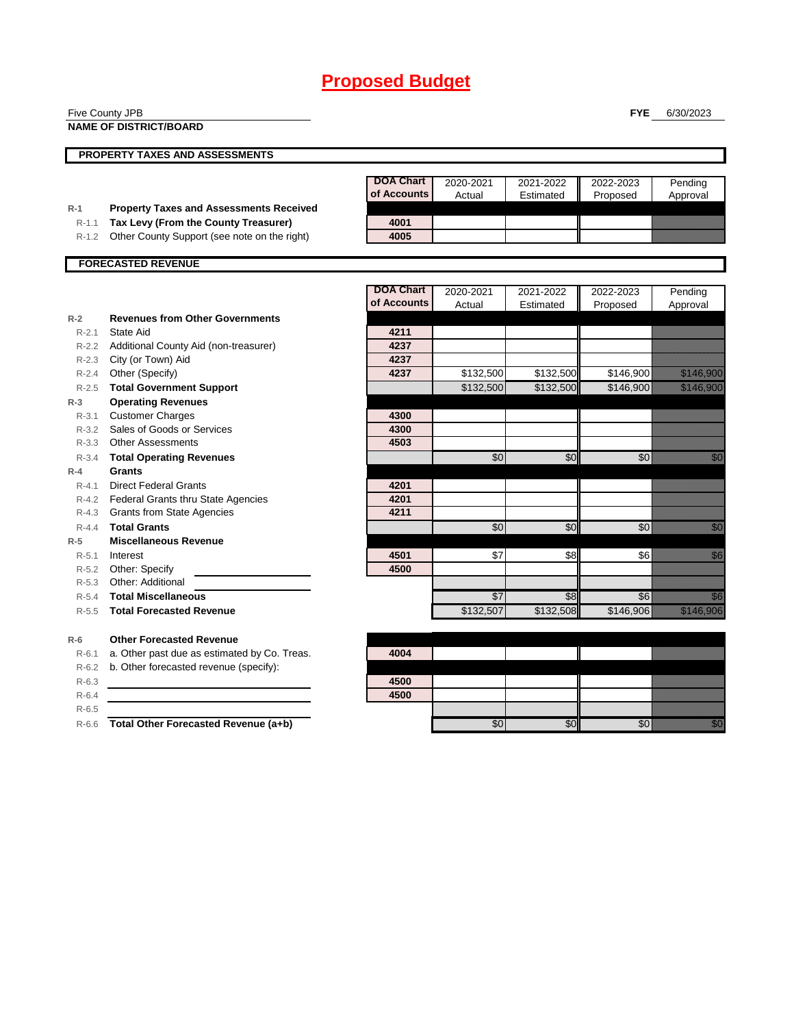# Proposed Budget

Five County JPB
**NAME OF DISTRICT/BOARD**

**FYE** 6/30/2023

## PROPERTY TAXES AND ASSESSMENTS

| | | DOA Chart of Accounts | 2020-2021 Actual | 2021-2022 Estimated | 2022-2023 Proposed | Pending Approval |
|---|---|---|---|---|---|---|
| R-1 | **Property Taxes and Assessments Received** | | | | | |
| R-1.1 | **Tax Levy (From the County Treasurer)** | 4001 | | | | |
| R-1.2 | Other County Support (see note on the right) | 4005 | | | | |

## FORECASTED REVENUE

| | | DOA Chart of Accounts | 2020-2021 Actual | 2021-2022 Estimated | 2022-2023 Proposed | Pending Approval |
|---|---|---|---|---|---|---|
| R-2 | **Revenues from Other Governments** | | | | | |
| R-2.1 | State Aid | 4211 | | | | |
| R-2.2 | Additional County Aid (non-treasurer) | 4237 | | | | |
| R-2.3 | City (or Town) Aid | 4237 | | | | |
| R-2.4 | Other (Specify) | 4237 | $132,500 | $132,500 | $146,900 | $146,900 |
| R-2.5 | **Total Government Support** | | $132,500 | $132,500 | $146,900 | $146,900 |
| R-3 | **Operating Revenues** | | | | | |
| R-3.1 | Customer Charges | 4300 | | | | |
| R-3.2 | Sales of Goods or Services | 4300 | | | | |
| R-3.3 | Other Assessments | 4503 | | | | |
| R-3.4 | **Total Operating Revenues** | | $0 | $0 | $0 | $0 |
| R-4 | **Grants** | | | | | |
| R-4.1 | Direct Federal Grants | 4201 | | | | |
| R-4.2 | Federal Grants thru State Agencies | 4201 | | | | |
| R-4.3 | Grants from State Agencies | 4211 | | | | |
| R-4.4 | **Total Grants** | | $0 | $0 | $0 | $0 |
| R-5 | **Miscellaneous Revenue** | | | | | |
| R-5.1 | Interest | 4501 | $7 | $8 | $6 | $6 |
| R-5.2 | Other: Specify | 4500 | | | | |
| R-5.3 | Other: Additional | | | | | |
| R-5.4 | **Total Miscellaneous** | | $7 | $8 | $6 | $6 |
| R-5.5 | **Total Forecasted Revenue** | | $132,507 | $132,508 | $146,906 | $146,906 |
| R-6 | **Other Forecasted Revenue** | | | | | |
| R-6.1 | a. Other past due as estimated by Co. Treas. | 4004 | | | | |
| R-6.2 | b. Other forecasted revenue (specify): | | | | | |
| R-6.3 | | 4500 | | | | |
| R-6.4 | | 4500 | | | | |
| R-6.5 | | | | | | |
| R-6.6 | **Total Other Forecasted Revenue (a+b)** | | $0 | $0 | $0 | $0 |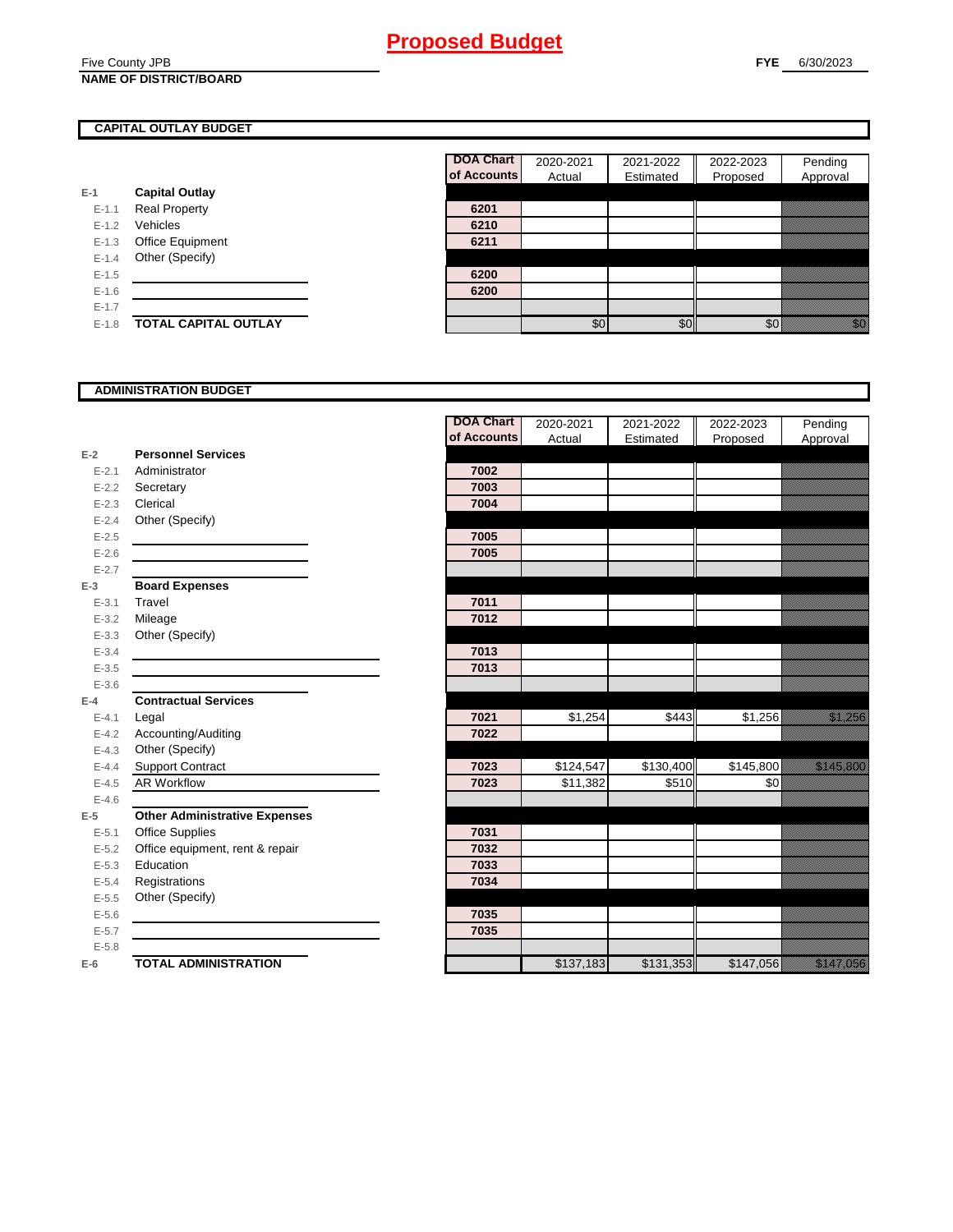# Proposed Budget

Five County JPB
**NAME OF DISTRICT/BOARD**

**FYE** 6/30/2023

## CAPITAL OUTLAY BUDGET

| | | DOA Chart of Accounts | 2020-2021 Actual | 2021-2022 Estimated | 2022-2023 Proposed | Pending Approval |
|---|---|---|---|---|---|---|
| **E-1** | **Capital Outlay** | | | | | |
| E-1.1 | Real Property | 6201 | | | | |
| E-1.2 | Vehicles | 6210 | | | | |
| E-1.3 | Office Equipment | 6211 | | | | |
| E-1.4 | Other (Specify) | | | | | |
| E-1.5 | | 6200 | | | | |
| E-1.6 | | 6200 | | | | |
| E-1.7 | | | | | | |
| E-1.8 | **TOTAL CAPITAL OUTLAY** | | $0 | $0 | $0 | $0 |

## ADMINISTRATION BUDGET

| | | DOA Chart of Accounts | 2020-2021 Actual | 2021-2022 Estimated | 2022-2023 Proposed | Pending Approval |
|---|---|---|---|---|---|---|
| **E-2** | **Personnel Services** | | | | | |
| E-2.1 | Administrator | 7002 | | | | |
| E-2.2 | Secretary | 7003 | | | | |
| E-2.3 | Clerical | 7004 | | | | |
| E-2.4 | Other (Specify) | | | | | |
| E-2.5 | | 7005 | | | | |
| E-2.6 | | 7005 | | | | |
| E-2.7 | | | | | | |
| **E-3** | **Board Expenses** | | | | | |
| E-3.1 | Travel | 7011 | | | | |
| E-3.2 | Mileage | 7012 | | | | |
| E-3.3 | Other (Specify) | | | | | |
| E-3.4 | | 7013 | | | | |
| E-3.5 | | 7013 | | | | |
| E-3.6 | | | | | | |
| **E-4** | **Contractual Services** | | | | | |
| E-4.1 | Legal | 7021 | $1,254 | $443 | $1,256 | $1,256 |
| E-4.2 | Accounting/Auditing | 7022 | | | | |
| E-4.3 | Other (Specify) | | | | | |
| E-4.4 | Support Contract | 7023 | $124,547 | $130,400 | $145,800 | $145,800 |
| E-4.5 | AR Workflow | 7023 | $11,382 | $510 | $0 | |
| E-4.6 | | | | | | |
| **E-5** | **Other Administrative Expenses** | | | | | |
| E-5.1 | Office Supplies | 7031 | | | | |
| E-5.2 | Office equipment, rent & repair | 7032 | | | | |
| E-5.3 | Education | 7033 | | | | |
| E-5.4 | Registrations | 7034 | | | | |
| E-5.5 | Other (Specify) | | | | | |
| E-5.6 | | 7035 | | | | |
| E-5.7 | | 7035 | | | | |
| E-5.8 | | | | | | |
| **E-6** | **TOTAL ADMINISTRATION** | | $137,183 | $131,353 | $147,056 | $147,056 |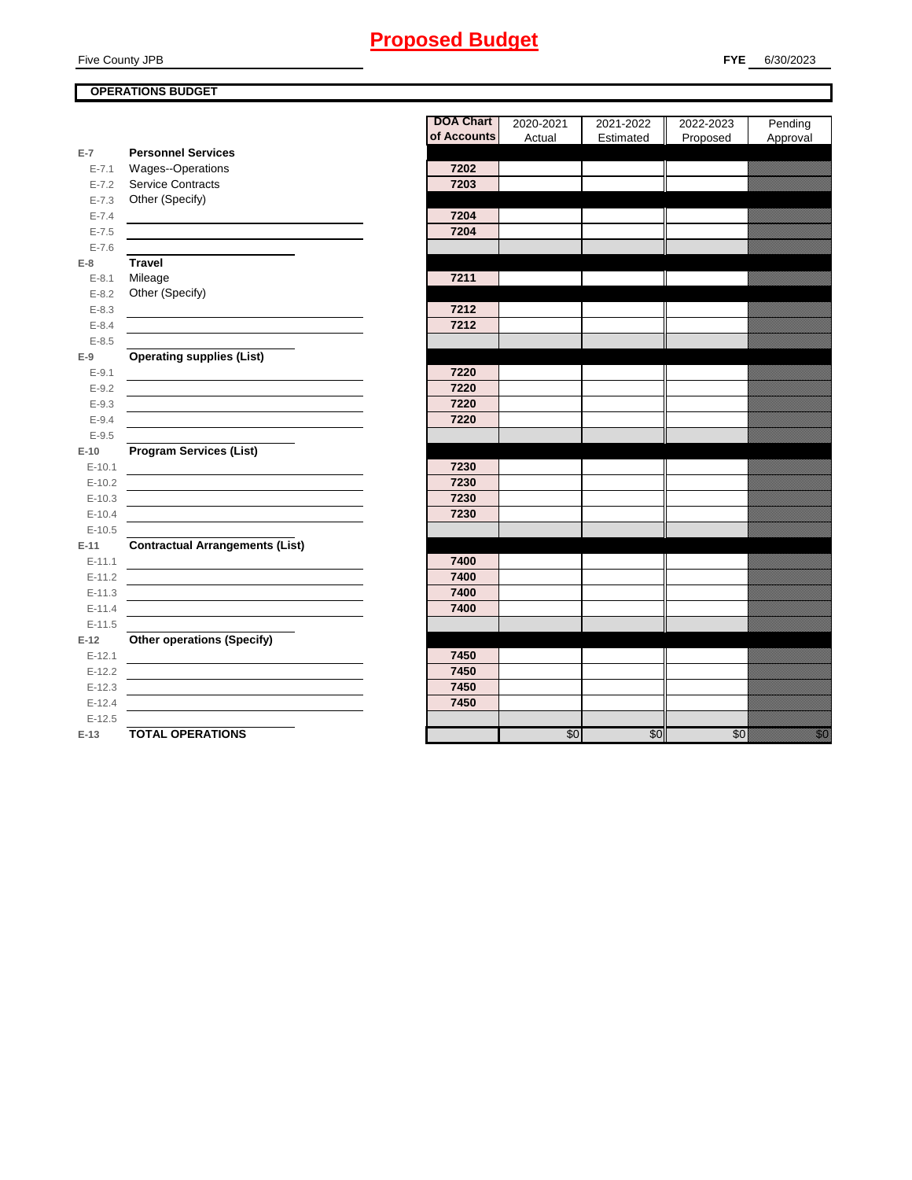# Proposed Budget

Five County JPB

**FYE** 6/30/2023

**OPERATIONS BUDGET**

| | | DOA Chart of Accounts | 2020-2021 Actual | 2021-2022 Estimated | 2022-2023 Proposed | Pending Approval |
|---|---|---|---|---|---|---|
| **E-7** | **Personnel Services** | | | | | |
| E-7.1 | Wages--Operations | 7202 | | | | |
| E-7.2 | Service Contracts | 7203 | | | | |
| E-7.3 | Other (Specify) | | | | | |
| E-7.4 | | 7204 | | | | |
| E-7.5 | | 7204 | | | | |
| E-7.6 | | | | | | |
| **E-8** | **Travel** | | | | | |
| E-8.1 | Mileage | 7211 | | | | |
| E-8.2 | Other (Specify) | | | | | |
| E-8.3 | | 7212 | | | | |
| E-8.4 | | 7212 | | | | |
| E-8.5 | | | | | | |
| **E-9** | **Operating supplies (List)** | | | | | |
| E-9.1 | | 7220 | | | | |
| E-9.2 | | 7220 | | | | |
| E-9.3 | | 7220 | | | | |
| E-9.4 | | 7220 | | | | |
| E-9.5 | | | | | | |
| **E-10** | **Program Services (List)** | | | | | |
| E-10.1 | | 7230 | | | | |
| E-10.2 | | 7230 | | | | |
| E-10.3 | | 7230 | | | | |
| E-10.4 | | 7230 | | | | |
| E-10.5 | | | | | | |
| **E-11** | **Contractual Arrangements (List)** | | | | | |
| E-11.1 | | 7400 | | | | |
| E-11.2 | | 7400 | | | | |
| E-11.3 | | 7400 | | | | |
| E-11.4 | | 7400 | | | | |
| E-11.5 | | | | | | |
| **E-12** | **Other operations (Specify)** | | | | | |
| E-12.1 | | 7450 | | | | |
| E-12.2 | | 7450 | | | | |
| E-12.3 | | 7450 | | | | |
| E-12.4 | | 7450 | | | | |
| E-12.5 | | | | | | |
| **E-13** | **TOTAL OPERATIONS** | | $0 | $0 | $0 | $0 |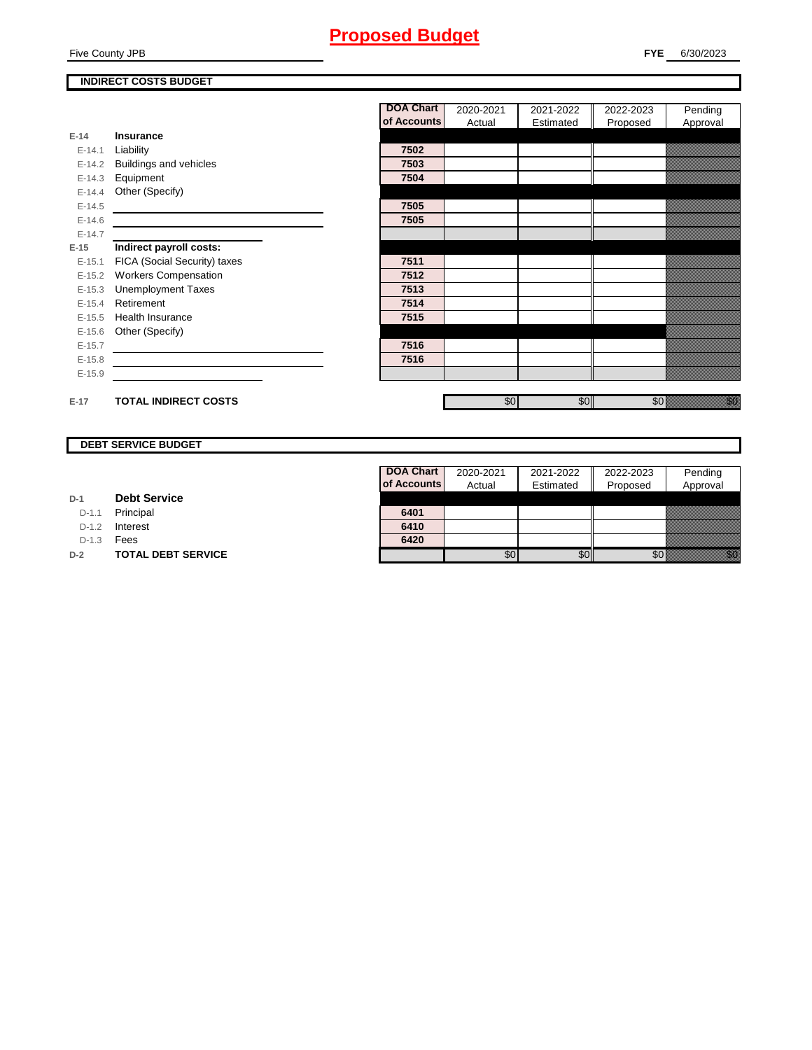# Proposed Budget

Five County JPB

**FYE** 6/30/2023

## INDIRECT COSTS BUDGET

| | | DOA Chart of Accounts | 2020-2021 Actual | 2021-2022 Estimated | 2022-2023 Proposed | Pending Approval |
|---|---|---|---|---|---|---|
| E-14 | **Insurance** | | | | | |
| E-14.1 | Liability | 7502 | | | | |
| E-14.2 | Buildings and vehicles | 7503 | | | | |
| E-14.3 | Equipment | 7504 | | | | |
| E-14.4 | Other (Specify) | | | | | |
| E-14.5 | | 7505 | | | | |
| E-14.6 | | 7505 | | | | |
| E-14.7 | | | | | | |
| E-15 | **Indirect payroll costs:** | | | | | |
| E-15.1 | FICA (Social Security) taxes | 7511 | | | | |
| E-15.2 | Workers Compensation | 7512 | | | | |
| E-15.3 | Unemployment Taxes | 7513 | | | | |
| E-15.4 | Retirement | 7514 | | | | |
| E-15.5 | Health Insurance | 7515 | | | | |
| E-15.6 | Other (Specify) | | | | | |
| E-15.7 | | 7516 | | | | |
| E-15.8 | | 7516 | | | | |
| E-15.9 | | | | | | |
| E-17 | **TOTAL INDIRECT COSTS** | | $0 | $0 | $0 | $0 |

## DEBT SERVICE BUDGET

| | | DOA Chart of Accounts | 2020-2021 Actual | 2021-2022 Estimated | 2022-2023 Proposed | Pending Approval |
|---|---|---|---|---|---|---|
| D-1 | **Debt Service** | | | | | |
| D-1.1 | Principal | 6401 | | | | |
| D-1.2 | Interest | 6410 | | | | |
| D-1.3 | Fees | 6420 | | | | |
| D-2 | **TOTAL DEBT SERVICE** | | $0 | $0 | $0 | $0 |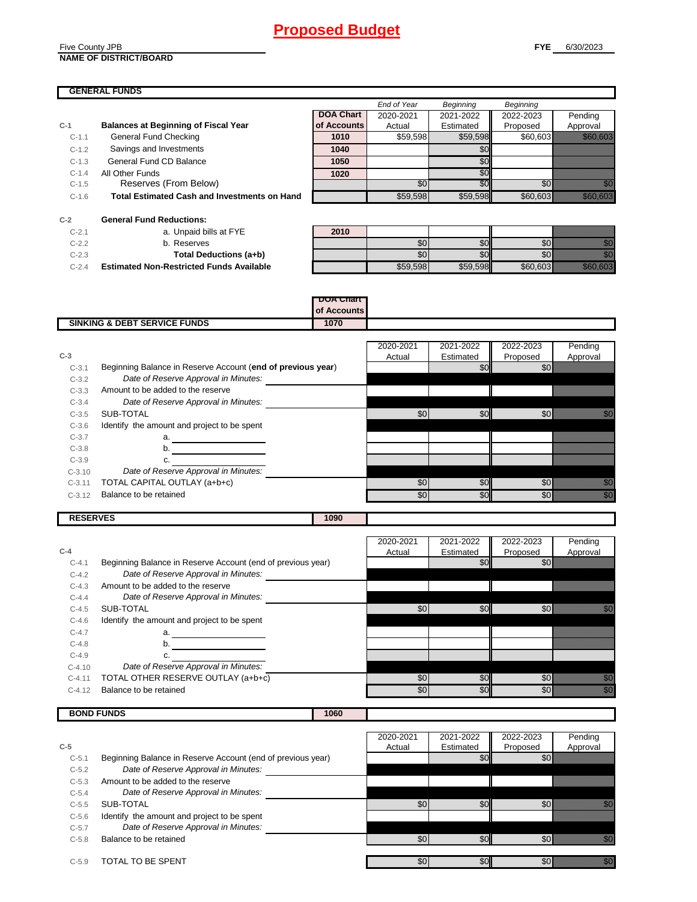# Proposed Budget

Five County JPB
**NAME OF DISTRICT/BOARD**

**FYE** 6/30/2023

## GENERAL FUNDS

| | | DOA Chart of Accounts | End of Year 2020-2021 Actual | Beginning 2021-2022 Estimated | Beginning 2022-2023 Proposed | Pending Approval |
|---|---|---|---|---|---|---|
| **C-1** | **Balances at Beginning of Fiscal Year** | | | | | |
| C-1.1 | General Fund Checking | 1010 | $59,598 | $59,598 | $60,603 | $60,603 |
| C-1.2 | Savings and Investments | 1040 | | $0 | | |
| C-1.3 | General Fund CD Balance | 1050 | | $0 | | |
| C-1.4 | All Other Funds | 1020 | | $0 | | |
| C-1.5 | Reserves (From Below) | | $0 | $0 | $0 | $0 |
| C-1.6 | **Total Estimated Cash and Investments on Hand** | | $59,598 | $59,598 | $60,603 | $60,603 |
| **C-2** | **General Fund Reductions:** | | | | | |
| C-2.1 | a. Unpaid bills at FYE | 2010 | | | | |
| C-2.2 | b. Reserves | | $0 | $0 | $0 | $0 |
| C-2.3 | **Total Deductions (a+b)** | | $0 | $0 | $0 | $0 |
| C-2.4 | **Estimated Non-Restricted Funds Available** | | $59,598 | $59,598 | $60,603 | $60,603 |

## SINKING & DEBT SERVICE FUNDS (DOA Chart of Accounts 1070)

| | | 2020-2021 Actual | 2021-2022 Estimated | 2022-2023 Proposed | Pending Approval |
|---|---|---|---|---|---|
| **C-3** | | | | | |
| C-3.1 | Beginning Balance in Reserve Account (**end of previous year**) | | $0 | $0 | |
| C-3.2 | *Date of Reserve Approval in Minutes:* | | | | |
| C-3.3 | Amount to be added to the reserve | | | | |
| C-3.4 | *Date of Reserve Approval in Minutes:* | | | | |
| C-3.5 | SUB-TOTAL | $0 | $0 | $0 | $0 |
| C-3.6 | Identify the amount and project to be spent | | | | |
| C-3.7 | a. | | | | |
| C-3.8 | b. | | | | |
| C-3.9 | c. | | | | |
| C-3.10 | *Date of Reserve Approval in Minutes:* | | | | |
| C-3.11 | TOTAL CAPITAL OUTLAY (a+b+c) | $0 | $0 | $0 | $0 |
| C-3.12 | Balance to be retained | $0 | $0 | $0 | $0 |

## RESERVES (1090)

| | | 2020-2021 Actual | 2021-2022 Estimated | 2022-2023 Proposed | Pending Approval |
|---|---|---|---|---|---|
| **C-4** | | | | | |
| C-4.1 | Beginning Balance in Reserve Account (end of previous year) | | $0 | $0 | |
| C-4.2 | *Date of Reserve Approval in Minutes:* | | | | |
| C-4.3 | Amount to be added to the reserve | | | | |
| C-4.4 | *Date of Reserve Approval in Minutes:* | | | | |
| C-4.5 | SUB-TOTAL | $0 | $0 | $0 | $0 |
| C-4.6 | Identify the amount and project to be spent | | | | |
| C-4.7 | a. | | | | |
| C-4.8 | b. | | | | |
| C-4.9 | c. | | | | |
| C-4.10 | *Date of Reserve Approval in Minutes:* | | | | |
| C-4.11 | TOTAL OTHER RESERVE OUTLAY (a+b+c) | $0 | $0 | $0 | $0 |
| C-4.12 | Balance to be retained | $0 | $0 | $0 | $0 |

## BOND FUNDS (1060)

| | | 2020-2021 Actual | 2021-2022 Estimated | 2022-2023 Proposed | Pending Approval |
|---|---|---|---|---|---|
| **C-5** | | | | | |
| C-5.1 | Beginning Balance in Reserve Account (end of previous year) | | $0 | $0 | |
| C-5.2 | *Date of Reserve Approval in Minutes:* | | | | |
| C-5.3 | Amount to be added to the reserve | | | | |
| C-5.4 | *Date of Reserve Approval in Minutes:* | | | | |
| C-5.5 | SUB-TOTAL | $0 | $0 | $0 | $0 |
| C-5.6 | Identify the amount and project to be spent | | | | |
| C-5.7 | *Date of Reserve Approval in Minutes:* | | | | |
| C-5.8 | Balance to be retained | $0 | $0 | $0 | $0 |
| C-5.9 | TOTAL TO BE SPENT | $0 | $0 | $0 | $0 |